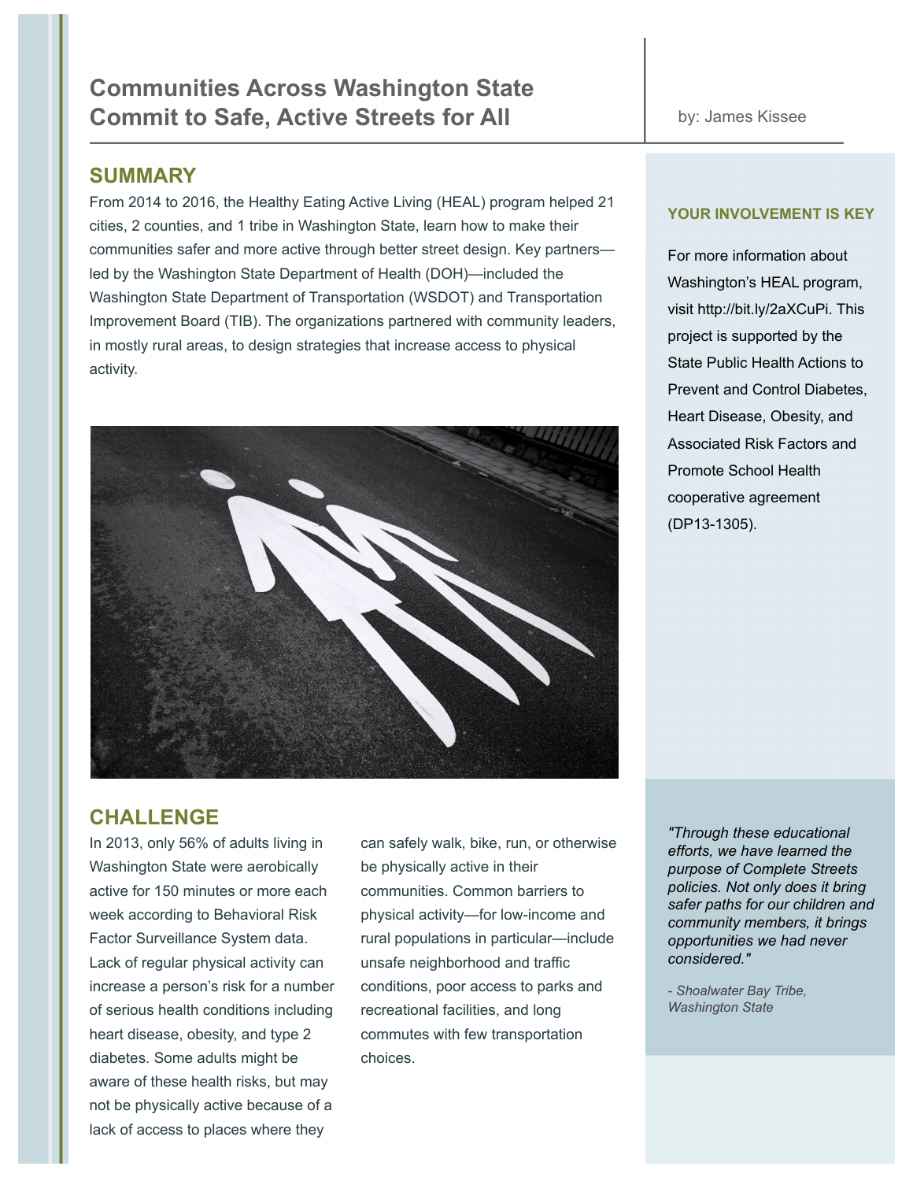# Communities Across Washington State Commit to Safe, Active Streets for All

by: James Kissee

## SUMMARY

From 2014 to 2016, the Healthy Eating Active Living (HEAL) program helped 21 cities, 2 counties, and 1 tribe in Washington State, learn how to make their communities safer and more active through better street design. Key partners—led by the Washington State Department of Health (DOH)—included the Washington State Department of Transportation (WSDOT) and Transportation Improvement Board (TIB). The organizations partnered with community leaders, in mostly rural areas, to design strategies that increase access to physical activity.

## CHALLENGE

In 2013, only 56% of adults living in Washington State were aerobically active for 150 minutes or more each week according to Behavioral Risk Factor Surveillance System data. Lack of regular physical activity can increase a person's risk for a number of serious health conditions including heart disease, obesity, and type 2 diabetes. Some adults might be aware of these health risks, but may not be physically active because of a lack of access to places where they can safely walk, bike, run, or otherwise be physically active in their communities. Common barriers to physical activity—for low-income and rural populations in particular—include unsafe neighborhood and traffic conditions, poor access to parks and recreational facilities, and long commutes with few transportation choices.

### YOUR INVOLVEMENT IS KEY

For more information about Washington's HEAL program, visit http://bit.ly/2aXCuPi. This project is supported by the State Public Health Actions to Prevent and Control Diabetes, Heart Disease, Obesity, and Associated Risk Factors and Promote School Health cooperative agreement (DP13-1305).

*"Through these educational efforts, we have learned the purpose of Complete Streets policies. Not only does it bring safer paths for our children and community members, it brings opportunities we had never considered."*

*- Shoalwater Bay Tribe, Washington State*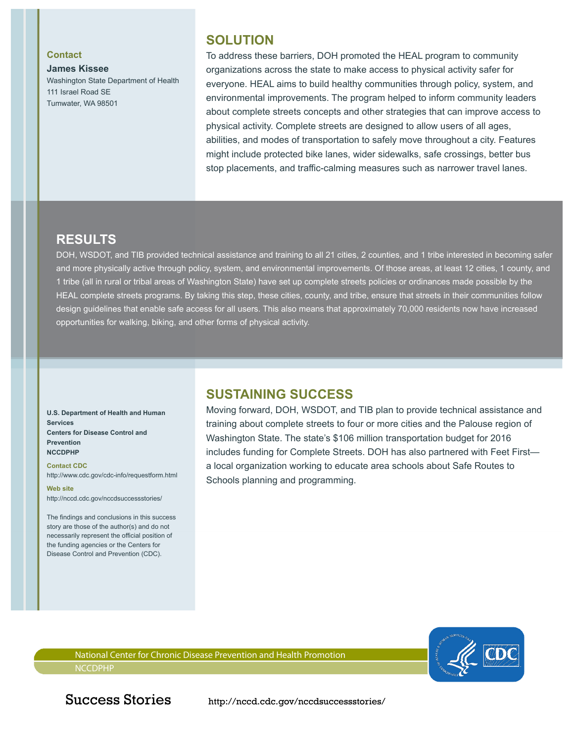**Contact**

**James Kissee**
Washington State Department of Health
111 Israel Road SE
Tumwater, WA 98501

## SOLUTION

To address these barriers, DOH promoted the HEAL program to community organizations across the state to make access to physical activity safer for everyone. HEAL aims to build healthy communities through policy, system, and environmental improvements. The program helped to inform community leaders about complete streets concepts and other strategies that can improve access to physical activity. Complete streets are designed to allow users of all ages, abilities, and modes of transportation to safely move throughout a city. Features might include protected bike lanes, wider sidewalks, safe crossings, better bus stop placements, and traffic-calming measures such as narrower travel lanes.

## RESULTS

DOH, WSDOT, and TIB provided technical assistance and training to all 21 cities, 2 counties, and 1 tribe interested in becoming safer and more physically active through policy, system, and environmental improvements. Of those areas, at least 12 cities, 1 county, and 1 tribe (all in rural or tribal areas of Washington State) have set up complete streets policies or ordinances made possible by the HEAL complete streets programs. By taking this step, these cities, county, and tribe, ensure that streets in their communities follow design guidelines that enable safe access for all users. This also means that approximately 70,000 residents now have increased opportunities for walking, biking, and other forms of physical activity.

## SUSTAINING SUCCESS

Moving forward, DOH, WSDOT, and TIB plan to provide technical assistance and training about complete streets to four or more cities and the Palouse region of Washington State. The state's $106 million transportation budget for 2016 includes funding for Complete Streets. DOH has also partnered with Feet First—a local organization working to educate area schools about Safe Routes to Schools planning and programming.

**U.S. Department of Health and Human Services**
**Centers for Disease Control and Prevention**
**NCCDPHP**

**Contact CDC**
http://www.cdc.gov/cdc-info/requestform.html

**Web site**
http://nccd.cdc.gov/nccdsuccessstories/

The findings and conclusions in this success story are those of the author(s) and do not necessarily represent the official position of the funding agencies or the Centers for Disease Control and Prevention (CDC).

National Center for Chronic Disease Prevention and Health Promotion
NCCDPHP

Success Stories http://nccd.cdc.gov/nccdsuccessstories/